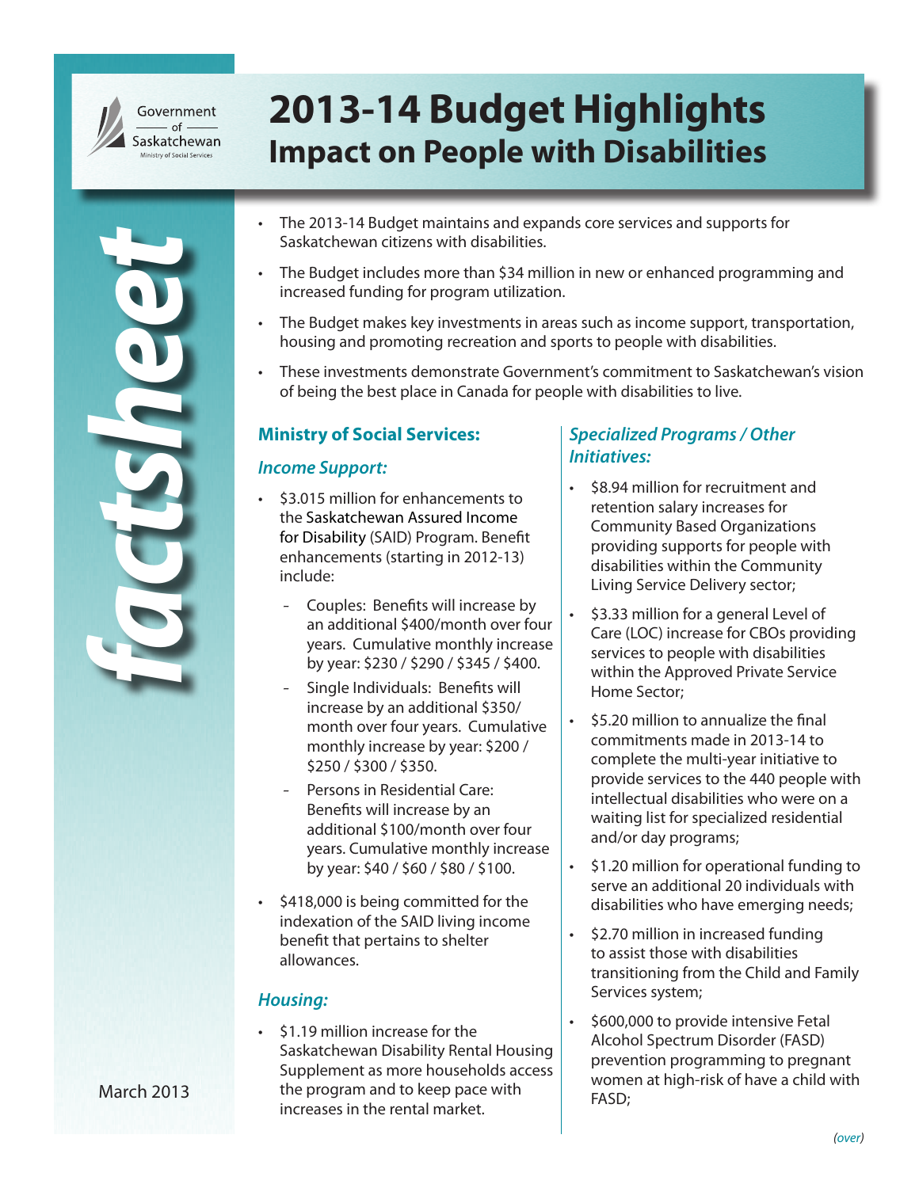Government of Saskatchewan
Ministry of Social Services

# 2013-14 Budget Highlights
## Impact on People with Disabilities

*factsheet*

March 2013

- The 2013-14 Budget maintains and expands core services and supports for Saskatchewan citizens with disabilities.
- The Budget includes more than $34 million in new or enhanced programming and increased funding for program utilization.
- The Budget makes key investments in areas such as income support, transportation, housing and promoting recreation and sports to people with disabilities.
- These investments demonstrate Government's commitment to Saskatchewan's vision of being the best place in Canada for people with disabilities to live.

### Ministry of Social Services:

#### *Income Support:*

- $3.015 million for enhancements to the Saskatchewan Assured Income for Disability (SAID) Program. Benefit enhancements (starting in 2012-13) include:
  - Couples: Benefits will increase by an additional $400/month over four years. Cumulative monthly increase by year: $230 / $290 / $345 / $400.
  - Single Individuals: Benefits will increase by an additional $350/ month over four years. Cumulative monthly increase by year: $200 / $250 / $300 / $350.
  - Persons in Residential Care: Benefits will increase by an additional $100/month over four years. Cumulative monthly increase by year: $40 / $60 / $80 / $100.
- $418,000 is being committed for the indexation of the SAID living income benefit that pertains to shelter allowances.

#### *Housing:*

- $1.19 million increase for the Saskatchewan Disability Rental Housing Supplement as more households access the program and to keep pace with increases in the rental market.

#### *Specialized Programs / Other Initiatives:*

- $8.94 million for recruitment and retention salary increases for Community Based Organizations providing supports for people with disabilities within the Community Living Service Delivery sector;
- $3.33 million for a general Level of Care (LOC) increase for CBOs providing services to people with disabilities within the Approved Private Service Home Sector;
- $5.20 million to annualize the final commitments made in 2013-14 to complete the multi-year initiative to provide services to the 440 people with intellectual disabilities who were on a waiting list for specialized residential and/or day programs;
- $1.20 million for operational funding to serve an additional 20 individuals with disabilities who have emerging needs;
- $2.70 million in increased funding to assist those with disabilities transitioning from the Child and Family Services system;
- $600,000 to provide intensive Fetal Alcohol Spectrum Disorder (FASD) prevention programming to pregnant women at high-risk of have a child with FASD;

*(over)*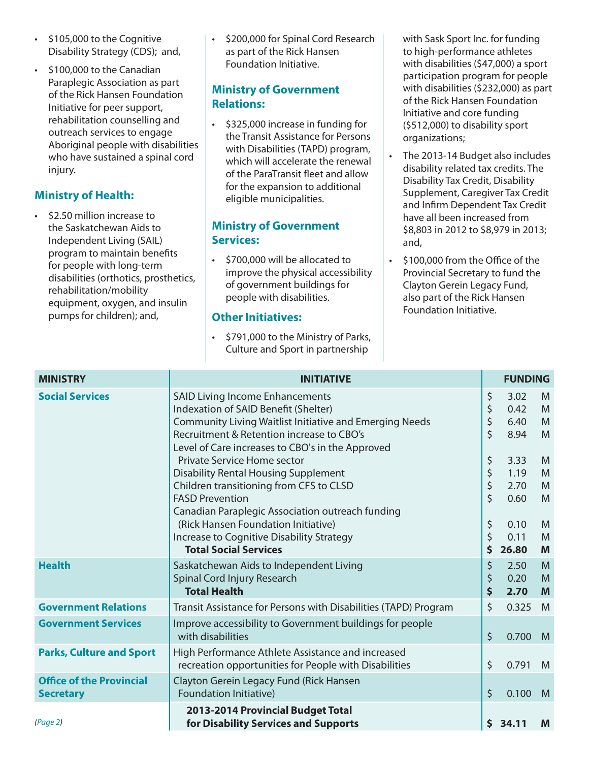- $105,000 to the Cognitive Disability Strategy (CDS); and,
- $100,000 to the Canadian Paraplegic Association as part of the Rick Hansen Foundation Initiative for peer support, rehabilitation counselling and outreach services to engage Aboriginal people with disabilities who have sustained a spinal cord injury.

## Ministry of Health:

- $2.50 million increase to the Saskatchewan Aids to Independent Living (SAIL) program to maintain benefits for people with long-term disabilities (orthotics, prosthetics, rehabilitation/mobility equipment, oxygen, and insulin pumps for children); and,
- $200,000 for Spinal Cord Research as part of the Rick Hansen Foundation Initiative.

## Ministry of Government Relations:

- $325,000 increase in funding for the Transit Assistance for Persons with Disabilities (TAPD) program, which will accelerate the renewal of the ParaTransit fleet and allow for the expansion to additional eligible municipalities.

## Ministry of Government Services:

- $700,000 will be allocated to improve the physical accessibility of government buildings for people with disabilities.

## Other Initiatives:

- $791,000 to the Ministry of Parks, Culture and Sport in partnership with Sask Sport Inc. for funding to high-performance athletes with disabilities ($47,000) a sport participation program for people with disabilities ($232,000) as part of the Rick Hansen Foundation Initiative and core funding ($512,000) to disability sport organizations;
- The 2013-14 Budget also includes disability related tax credits. The Disability Tax Credit, Disability Supplement, Caregiver Tax Credit and Infirm Dependent Tax Credit have all been increased from $8,803 in 2012 to $8,979 in 2013; and,
- $100,000 from the Office of the Provincial Secretary to fund the Clayton Gerein Legacy Fund, also part of the Rick Hansen Foundation Initiative.

| MINISTRY | INITIATIVE | FUNDING |
|---|---|---|
| **Social Services** | SAID Living Income Enhancements | $ 3.02 M |
| | Indexation of SAID Benefit (Shelter) | $ 0.42 M |
| | Community Living Waitlist Initiative and Emerging Needs | $ 6.40 M |
| | Recruitment & Retention increase to CBO's | $ 8.94 M |
| | Level of Care increases to CBO's in the Approved Private Service Home sector | $ 3.33 M |
| | Disability Rental Housing Supplement | $ 1.19 M |
| | Children transitioning from CFS to CLSD | $ 2.70 M |
| | FASD Prevention | $ 0.60 M |
| | Canadian Paraplegic Association outreach funding (Rick Hansen Foundation Initiative) | $ 0.10 M |
| | Increase to Cognitive Disability Strategy | $ 0.11 M |
| | **Total Social Services** | **$ 26.80 M** |
| **Health** | Saskatchewan Aids to Independent Living | $ 2.50 M |
| | Spinal Cord Injury Research | $ 0.20 M |
| | **Total Health** | **$ 2.70 M** |
| **Government Relations** | Transit Assistance for Persons with Disabilities (TAPD) Program | $ 0.325 M |
| **Government Services** | Improve accessibility to Government buildings for people with disabilities | $ 0.700 M |
| **Parks, Culture and Sport** | High Performance Athlete Assistance and increased recreation opportunities for People with Disabilities | $ 0.791 M |
| **Office of the Provincial Secretary** | Clayton Gerein Legacy Fund (Rick Hansen Foundation Initiative) | $ 0.100 M |
| | **2013-2014 Provincial Budget Total for Disability Services and Supports** | **$ 34.11 M** |